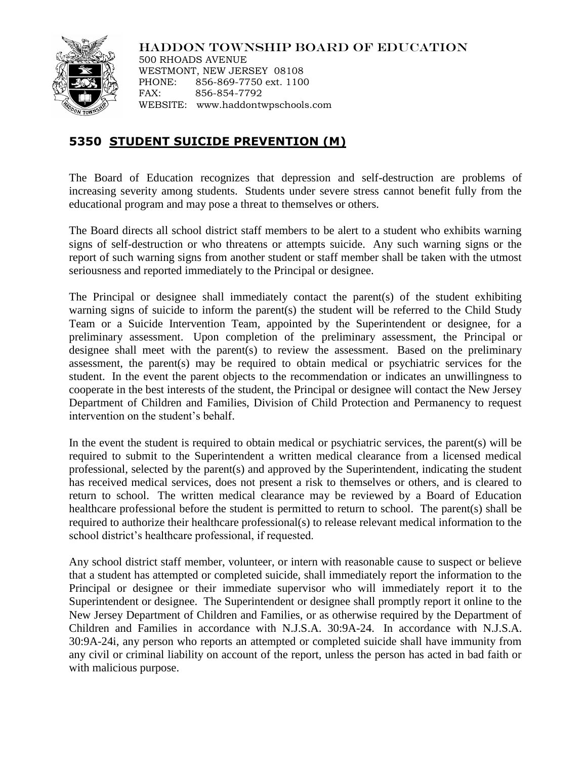HADDON TOWNSHIP BOARD OF EDUCATION
500 RHOADS AVENUE
WESTMONT, NEW JERSEY 08108
PHONE: 856-869-7750 ext. 1100
FAX: 856-854-7792
WEBSITE: www.haddontwpschools.com

## 5350 STUDENT SUICIDE PREVENTION (M)

The Board of Education recognizes that depression and self-destruction are problems of increasing severity among students. Students under severe stress cannot benefit fully from the educational program and may pose a threat to themselves or others.

The Board directs all school district staff members to be alert to a student who exhibits warning signs of self-destruction or who threatens or attempts suicide. Any such warning signs or the report of such warning signs from another student or staff member shall be taken with the utmost seriousness and reported immediately to the Principal or designee.

The Principal or designee shall immediately contact the parent(s) of the student exhibiting warning signs of suicide to inform the parent(s) the student will be referred to the Child Study Team or a Suicide Intervention Team, appointed by the Superintendent or designee, for a preliminary assessment. Upon completion of the preliminary assessment, the Principal or designee shall meet with the parent(s) to review the assessment. Based on the preliminary assessment, the parent(s) may be required to obtain medical or psychiatric services for the student. In the event the parent objects to the recommendation or indicates an unwillingness to cooperate in the best interests of the student, the Principal or designee will contact the New Jersey Department of Children and Families, Division of Child Protection and Permanency to request intervention on the student's behalf.

In the event the student is required to obtain medical or psychiatric services, the parent(s) will be required to submit to the Superintendent a written medical clearance from a licensed medical professional, selected by the parent(s) and approved by the Superintendent, indicating the student has received medical services, does not present a risk to themselves or others, and is cleared to return to school. The written medical clearance may be reviewed by a Board of Education healthcare professional before the student is permitted to return to school. The parent(s) shall be required to authorize their healthcare professional(s) to release relevant medical information to the school district's healthcare professional, if requested.

Any school district staff member, volunteer, or intern with reasonable cause to suspect or believe that a student has attempted or completed suicide, shall immediately report the information to the Principal or designee or their immediate supervisor who will immediately report it to the Superintendent or designee. The Superintendent or designee shall promptly report it online to the New Jersey Department of Children and Families, or as otherwise required by the Department of Children and Families in accordance with N.J.S.A. 30:9A-24. In accordance with N.J.S.A. 30:9A-24i, any person who reports an attempted or completed suicide shall have immunity from any civil or criminal liability on account of the report, unless the person has acted in bad faith or with malicious purpose.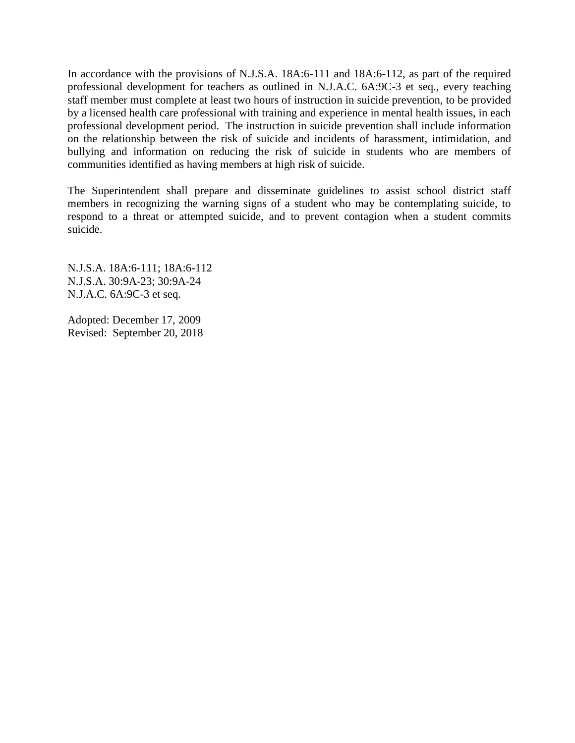In accordance with the provisions of N.J.S.A. 18A:6-111 and 18A:6-112, as part of the required professional development for teachers as outlined in N.J.A.C. 6A:9C-3 et seq., every teaching staff member must complete at least two hours of instruction in suicide prevention, to be provided by a licensed health care professional with training and experience in mental health issues, in each professional development period. The instruction in suicide prevention shall include information on the relationship between the risk of suicide and incidents of harassment, intimidation, and bullying and information on reducing the risk of suicide in students who are members of communities identified as having members at high risk of suicide.

The Superintendent shall prepare and disseminate guidelines to assist school district staff members in recognizing the warning signs of a student who may be contemplating suicide, to respond to a threat or attempted suicide, and to prevent contagion when a student commits suicide.

N.J.S.A. 18A:6-111; 18A:6-112
N.J.S.A. 30:9A-23; 30:9A-24
N.J.A.C. 6A:9C-3 et seq.

Adopted: December 17, 2009
Revised: September 20, 2018